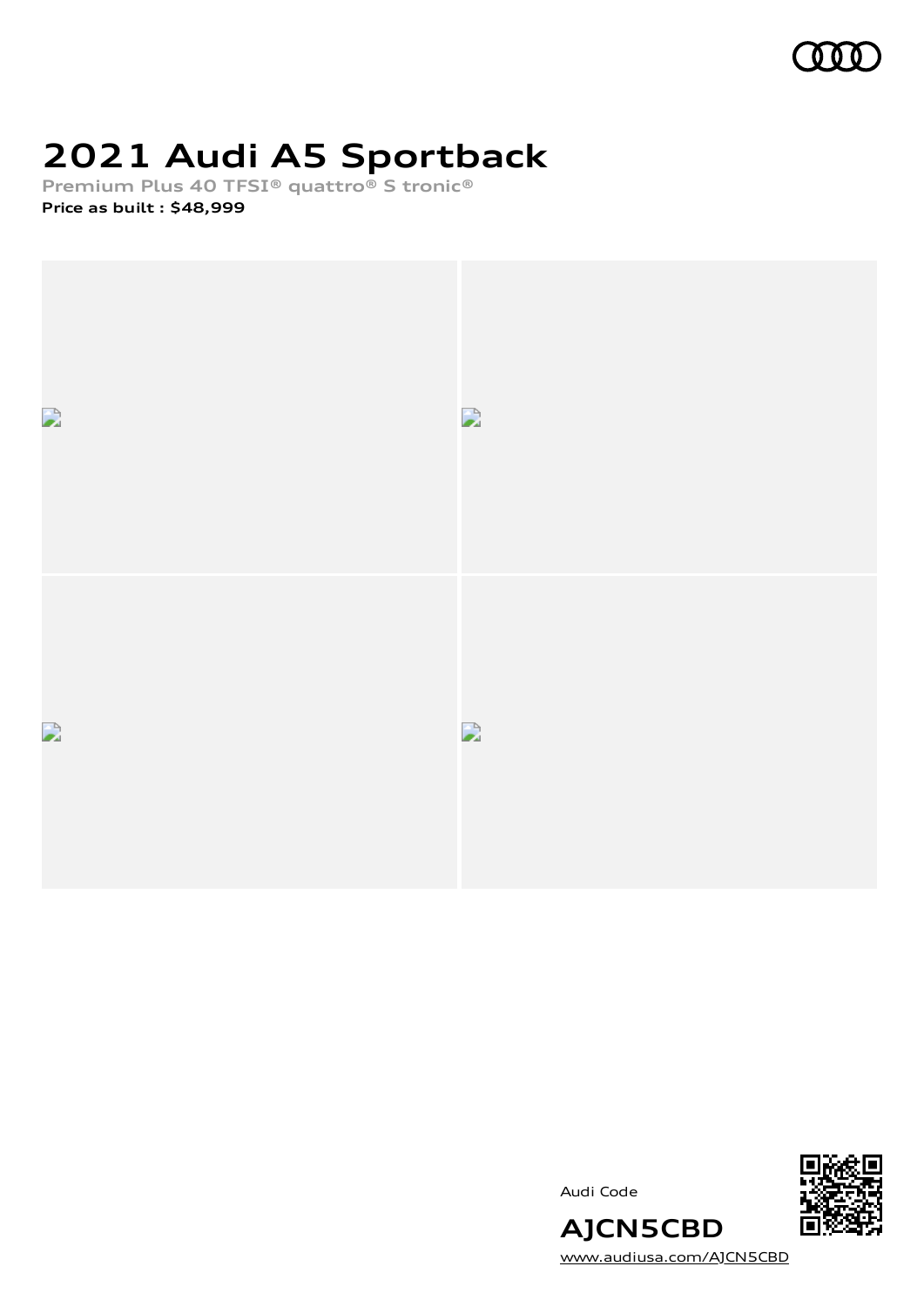# 2021 Audi A5 Sportback

Premium Plus 40 TFSI® quattro® S tronic®

**Price as built : $48,999**

Audi Code

**AJCN5CBD**

[www.audiusa.com/AJCN5CBD](www.audiusa.com/AJCN5CBD)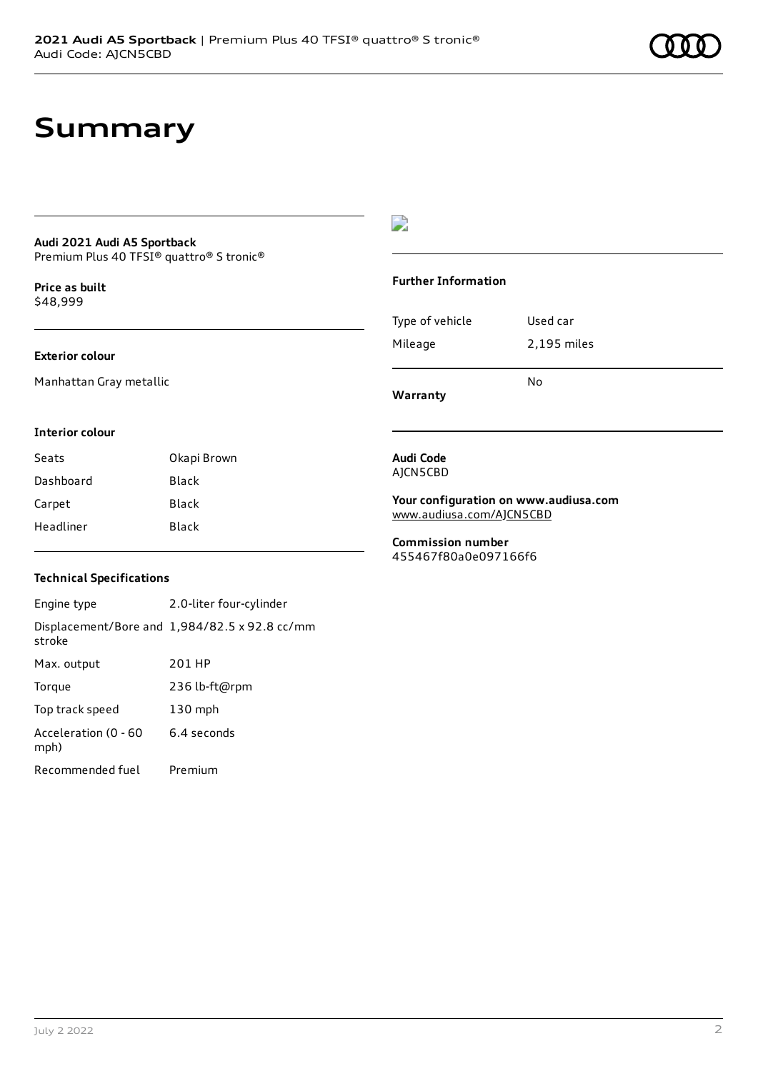# Summary

**Audi 2021 Audi A5 Sportback**
Premium Plus 40 TFSI® quattro® S tronic®

**Price as built**
$48,999

**Exterior colour**

Manhattan Gray metallic

**Interior colour**

| Seats | Okapi Brown |
| --- | --- |
| Dashboard | Black |
| Carpet | Black |
| Headliner | Black |

**Technical Specifications**

| Engine type | 2.0-liter four-cylinder |
| --- | --- |
| Displacement/Bore and stroke | 1,984/82.5 x 92.8 cc/mm |
| Max. output | 201 HP |
| Torque | 236 lb-ft@rpm |
| Top track speed | 130 mph |
| Acceleration (0 - 60 mph) | 6.4 seconds |
| Recommended fuel | Premium |

**Further Information**

| Type of vehicle | Used car |
| --- | --- |
| Mileage | 2,195 miles |
| **Warranty** | No |

**Audi Code**
AJCN5CBD

**Your configuration on www.audiusa.com**
www.audiusa.com/AJCN5CBD

**Commission number**
455467f80a0e097166f6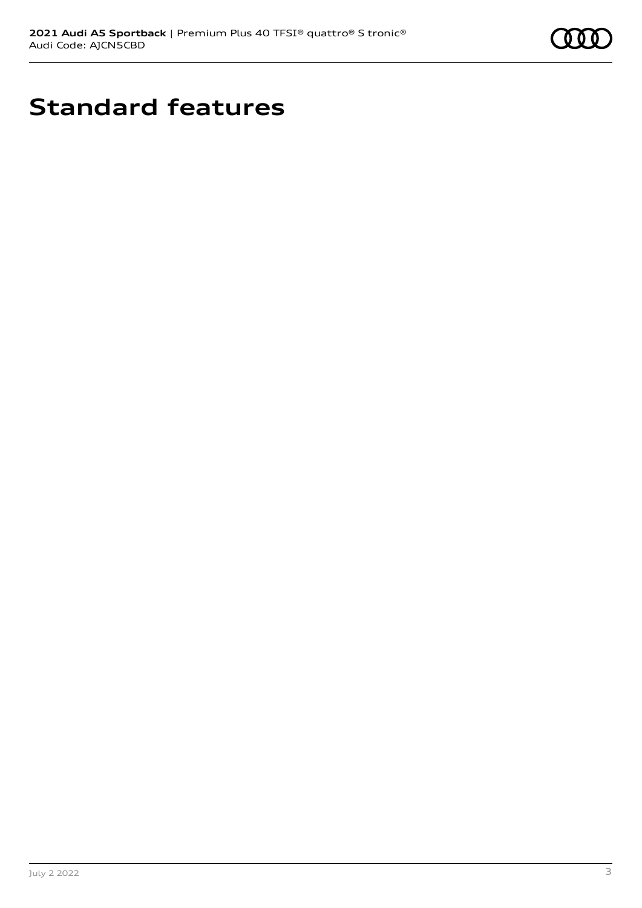# Standard features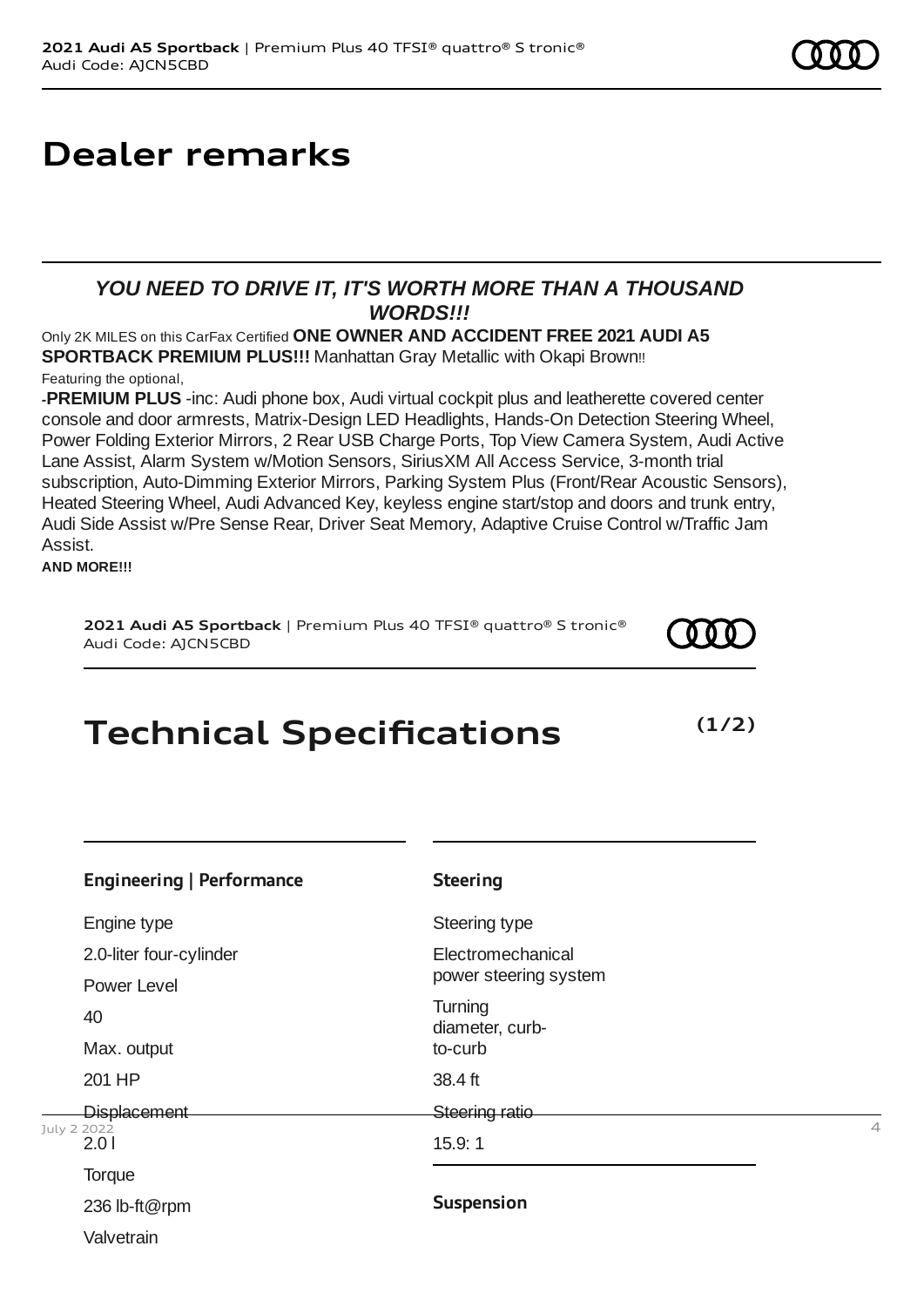# Dealer remarks

***YOU NEED TO DRIVE IT, IT'S WORTH MORE THAN A THOUSAND WORDS!!!***

Only 2K MILES on this CarFax Certified **ONE OWNER AND ACCIDENT FREE 2021 AUDI A5 SPORTBACK PREMIUM PLUS!!!** Manhattan Gray Metallic with Okapi Brown!!

Featuring the optional,

-**PREMIUM PLUS** -inc: Audi phone box, Audi virtual cockpit plus and leatherette covered center console and door armrests, Matrix-Design LED Headlights, Hands-On Detection Steering Wheel, Power Folding Exterior Mirrors, 2 Rear USB Charge Ports, Top View Camera System, Audi Active Lane Assist, Alarm System w/Motion Sensors, SiriusXM All Access Service, 3-month trial subscription, Auto-Dimming Exterior Mirrors, Parking System Plus (Front/Rear Acoustic Sensors), Heated Steering Wheel, Audi Advanced Key, keyless engine start/stop and doors and trunk entry, Audi Side Assist w/Pre Sense Rear, Driver Seat Memory, Adaptive Cruise Control w/Traffic Jam Assist.

**AND MORE!!!**

# Technical Specifications

**(1/2)**

### Engineering | Performance

Engine type
2.0-liter four-cylinder

Power Level
40

Max. output
201 HP

Displacement
2.0 l

Torque
236 lb-ft@rpm

Valvetrain

### Steering

Steering type
Electromechanical power steering system

Turning diameter, curb-to-curb
38.4 ft

Steering ratio
15.9: 1

### Suspension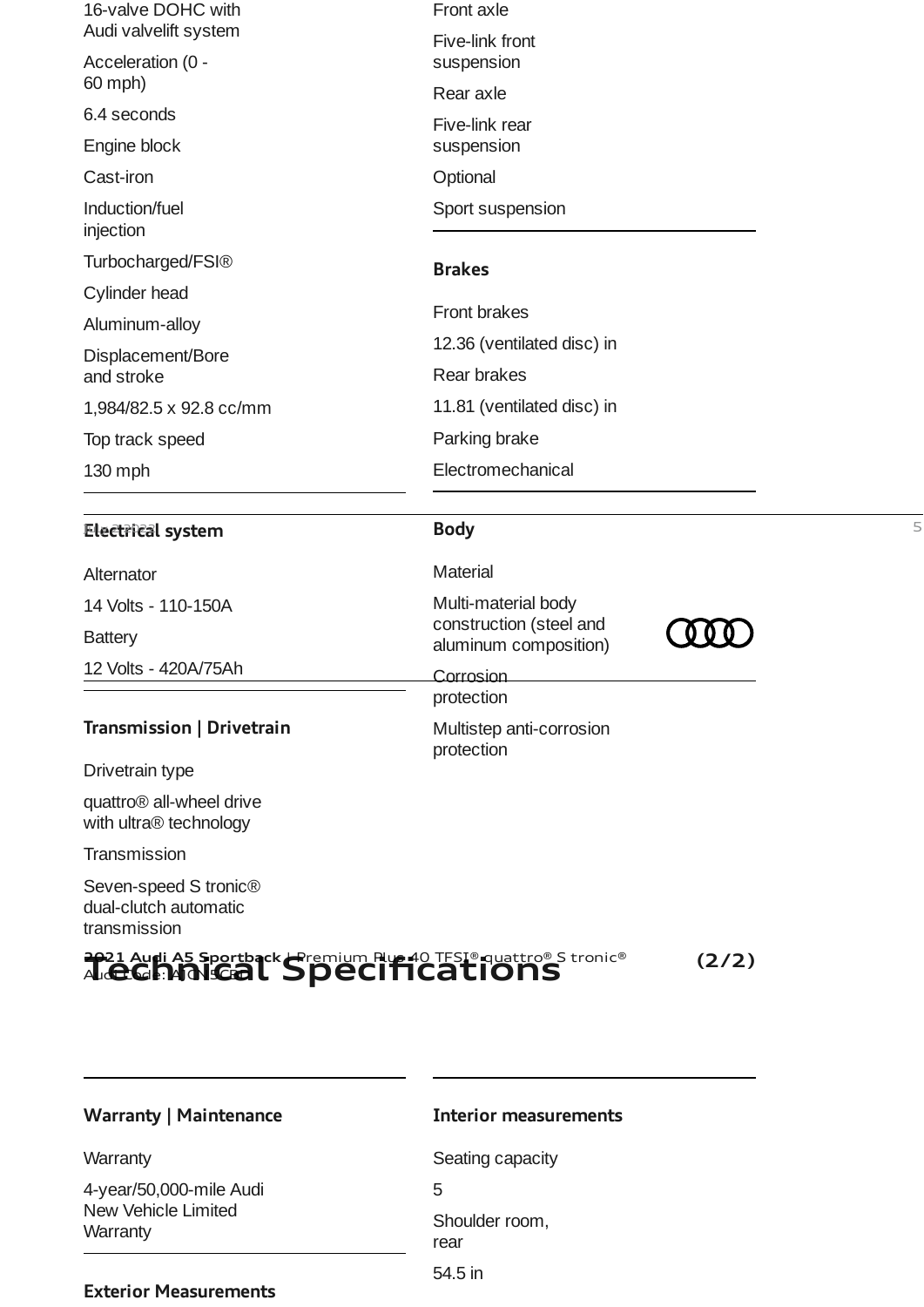16-valve DOHC with Audi valvelift system

Acceleration (0 - 60 mph)

6.4 seconds

Engine block

Cast-iron

Induction/fuel injection

Turbocharged/FSI®

Cylinder head

Aluminum-alloy

Displacement/Bore and stroke

1,984/82.5 x 92.8 cc/mm

Top track speed

130 mph

### Electrical system

Alternator

14 Volts - 110-150A

Battery

12 Volts - 420A/75Ah

### Transmission | Drivetrain

Drivetrain type

quattro® all-wheel drive with ultra® technology

Transmission

Seven-speed S tronic® dual-clutch automatic transmission

Front axle

Five-link front suspension

Rear axle

Five-link rear suspension

Optional

Sport suspension

### Brakes

Front brakes

12.36 (ventilated disc) in

Rear brakes

11.81 (ventilated disc) in

Parking brake

Electromechanical

### Body

Material

Multi-material body construction (steel and aluminum composition)

Corrosion protection

Multistep anti-corrosion protection

# Technical Specifications

**2021 Audi A5 Sportback | Premium Plus 40 TFSI® quattro® S tronic®** (2/2)

Audi Code: A9CN5CBP

### Warranty | Maintenance

Warranty

4-year/50,000-mile Audi New Vehicle Limited Warranty

### Exterior Measurements

### Interior measurements

Seating capacity

5

Shoulder room, rear

54.5 in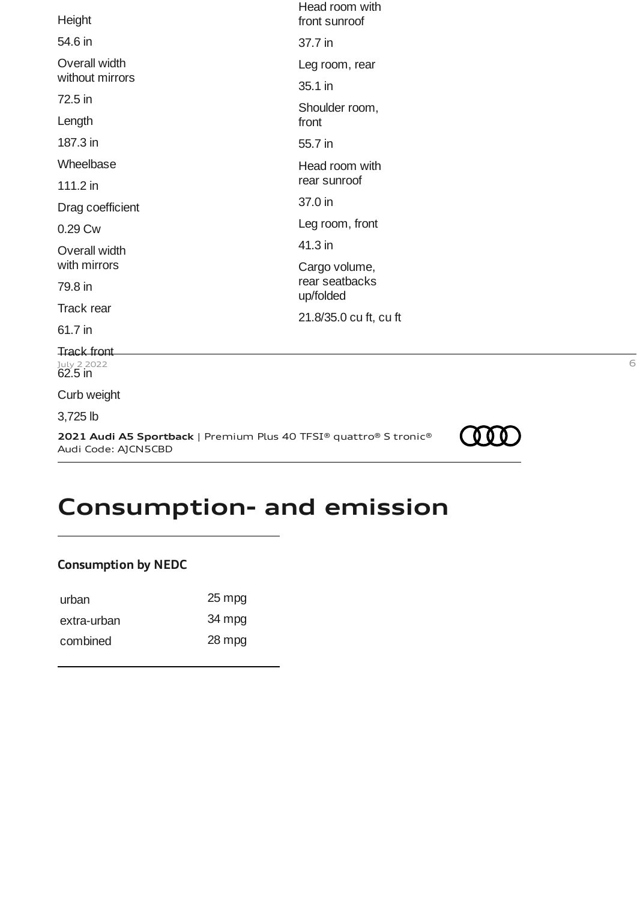Height

54.6 in

Overall width without mirrors

72.5 in

Length

187.3 in

Wheelbase

111.2 in

Drag coefficient

0.29 Cw

Overall width with mirrors

79.8 in

Track rear

61.7 in

Track front

62.5 in

Curb weight

3,725 lb

Head room with front sunroof

37.7 in

Leg room, rear

35.1 in

Shoulder room, front

55.7 in

Head room with rear sunroof

37.0 in

Leg room, front

41.3 in

Cargo volume, rear seatbacks up/folded

21.8/35.0 cu ft, cu ft

**2021 Audi A5 Sportback** | Premium Plus 40 TFSI® quattro® S tronic®
Audi Code: AJCN5CBD

# Consumption- and emission

### Consumption by NEDC

| | |
|---|---|
| urban | 25 mpg |
| extra-urban | 34 mpg |
| combined | 28 mpg |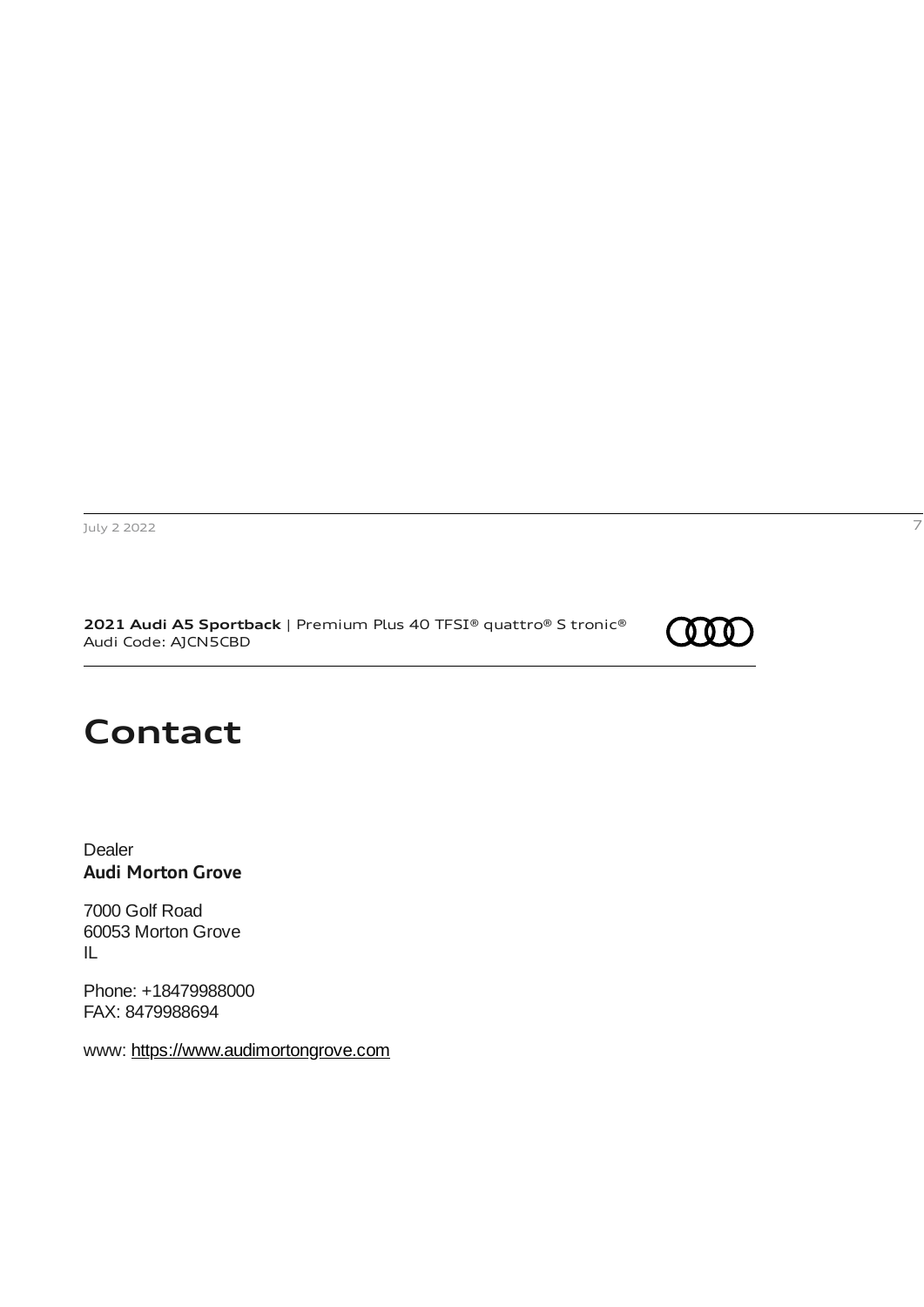**2021 Audi A5 Sportback** | Premium Plus 40 TFSI® quattro® S tronic®
Audi Code: AJCN5CBD

# Contact

Dealer
**Audi Morton Grove**

7000 Golf Road
60053 Morton Grove
IL

Phone: +18479988000
FAX: 8479988694

www: https://www.audimortongrove.com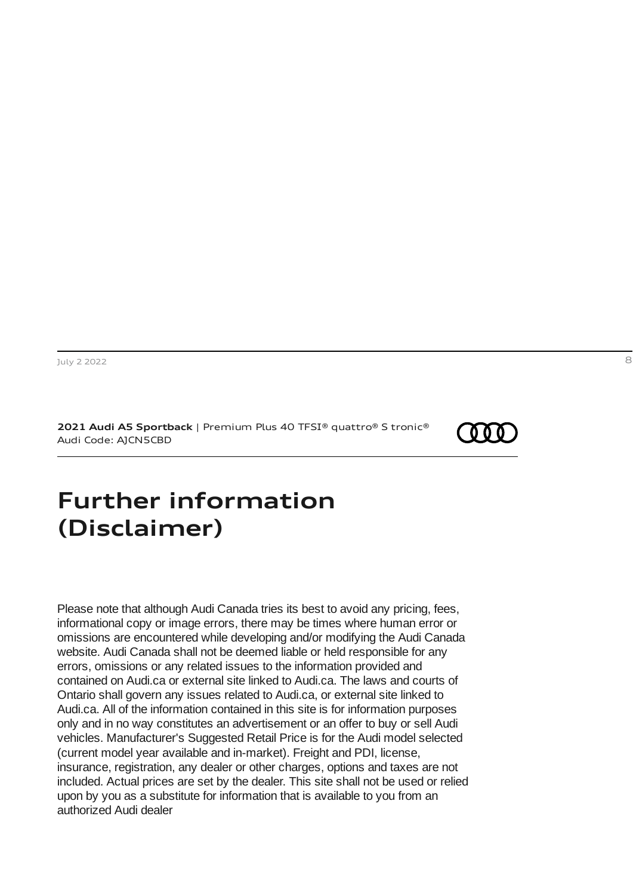**2021 Audi A5 Sportback** | Premium Plus 40 TFSI® quattro® S tronic®
Audi Code: AJCN5CBD

# Further information (Disclaimer)

Please note that although Audi Canada tries its best to avoid any pricing, fees, informational copy or image errors, there may be times where human error or omissions are encountered while developing and/or modifying the Audi Canada website. Audi Canada shall not be deemed liable or held responsible for any errors, omissions or any related issues to the information provided and contained on Audi.ca or external site linked to Audi.ca. The laws and courts of Ontario shall govern any issues related to Audi.ca, or external site linked to Audi.ca. All of the information contained in this site is for information purposes only and in no way constitutes an advertisement or an offer to buy or sell Audi vehicles. Manufacturer's Suggested Retail Price is for the Audi model selected (current model year available and in-market). Freight and PDI, license, insurance, registration, any dealer or other charges, options and taxes are not included. Actual prices are set by the dealer. This site shall not be used or relied upon by you as a substitute for information that is available to you from an authorized Audi dealer